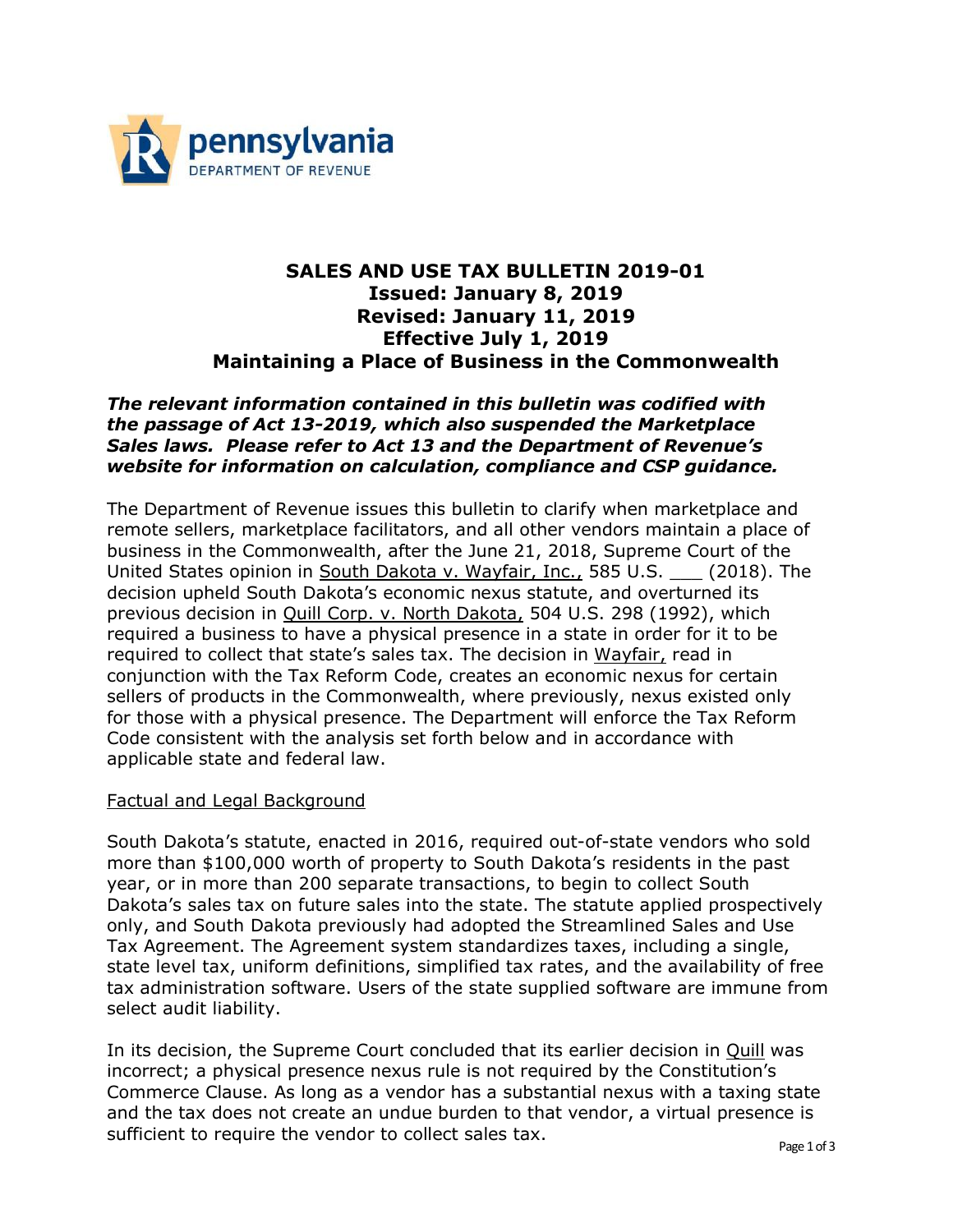**pennsylvania**
DEPARTMENT OF REVENUE

# SALES AND USE TAX BULLETIN 2019-01
**Issued: January 8, 2019**
**Revised: January 11, 2019**
**Effective July 1, 2019**
**Maintaining a Place of Business in the Commonwealth**

***The relevant information contained in this bulletin was codified with the passage of Act 13-2019, which also suspended the Marketplace Sales laws. Please refer to Act 13 and the Department of Revenue's website for information on calculation, compliance and CSP guidance.***

The Department of Revenue issues this bulletin to clarify when marketplace and remote sellers, marketplace facilitators, and all other vendors maintain a place of business in the Commonwealth, after the June 21, 2018, Supreme Court of the United States opinion in South Dakota v. Wayfair, Inc., 585 U.S. ___ (2018). The decision upheld South Dakota's economic nexus statute, and overturned its previous decision in Quill Corp. v. North Dakota, 504 U.S. 298 (1992), which required a business to have a physical presence in a state in order for it to be required to collect that state's sales tax. The decision in Wayfair, read in conjunction with the Tax Reform Code, creates an economic nexus for certain sellers of products in the Commonwealth, where previously, nexus existed only for those with a physical presence. The Department will enforce the Tax Reform Code consistent with the analysis set forth below and in accordance with applicable state and federal law.

## Factual and Legal Background

South Dakota's statute, enacted in 2016, required out-of-state vendors who sold more than $100,000 worth of property to South Dakota's residents in the past year, or in more than 200 separate transactions, to begin to collect South Dakota's sales tax on future sales into the state. The statute applied prospectively only, and South Dakota previously had adopted the Streamlined Sales and Use Tax Agreement. The Agreement system standardizes taxes, including a single, state level tax, uniform definitions, simplified tax rates, and the availability of free tax administration software. Users of the state supplied software are immune from select audit liability.

In its decision, the Supreme Court concluded that its earlier decision in Quill was incorrect; a physical presence nexus rule is not required by the Constitution's Commerce Clause. As long as a vendor has a substantial nexus with a taxing state and the tax does not create an undue burden to that vendor, a virtual presence is sufficient to require the vendor to collect sales tax.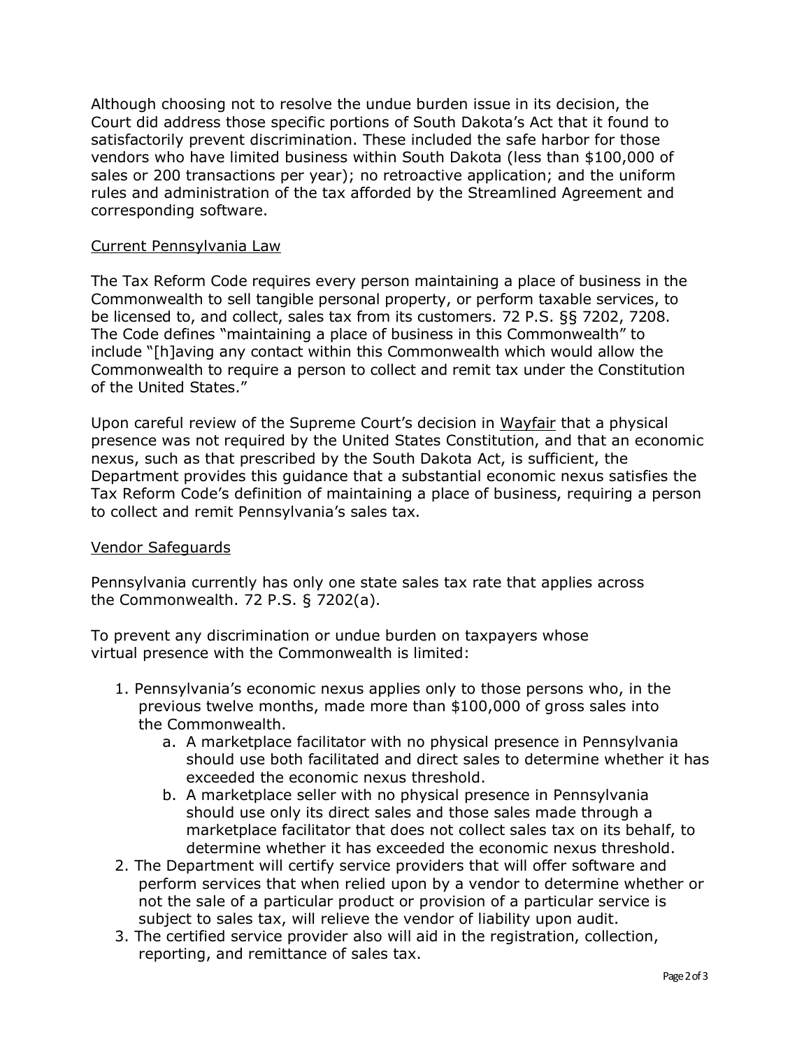Although choosing not to resolve the undue burden issue in its decision, the Court did address those specific portions of South Dakota's Act that it found to satisfactorily prevent discrimination. These included the safe harbor for those vendors who have limited business within South Dakota (less than $100,000 of sales or 200 transactions per year); no retroactive application; and the uniform rules and administration of the tax afforded by the Streamlined Agreement and corresponding software.

<u>Current Pennsylvania Law</u>

The Tax Reform Code requires every person maintaining a place of business in the Commonwealth to sell tangible personal property, or perform taxable services, to be licensed to, and collect, sales tax from its customers. 72 P.S. §§ 7202, 7208. The Code defines "maintaining a place of business in this Commonwealth" to include "[h]aving any contact within this Commonwealth which would allow the Commonwealth to require a person to collect and remit tax under the Constitution of the United States."

Upon careful review of the Supreme Court's decision in <u>Wayfair</u> that a physical presence was not required by the United States Constitution, and that an economic nexus, such as that prescribed by the South Dakota Act, is sufficient, the Department provides this guidance that a substantial economic nexus satisfies the Tax Reform Code's definition of maintaining a place of business, requiring a person to collect and remit Pennsylvania's sales tax.

<u>Vendor Safeguards</u>

Pennsylvania currently has only one state sales tax rate that applies across the Commonwealth. 72 P.S. § 7202(a).

To prevent any discrimination or undue burden on taxpayers whose virtual presence with the Commonwealth is limited:

1. Pennsylvania's economic nexus applies only to those persons who, in the previous twelve months, made more than $100,000 of gross sales into the Commonwealth.
    a. A marketplace facilitator with no physical presence in Pennsylvania should use both facilitated and direct sales to determine whether it has exceeded the economic nexus threshold.
    b. A marketplace seller with no physical presence in Pennsylvania should use only its direct sales and those sales made through a marketplace facilitator that does not collect sales tax on its behalf, to determine whether it has exceeded the economic nexus threshold.
2. The Department will certify service providers that will offer software and perform services that when relied upon by a vendor to determine whether or not the sale of a particular product or provision of a particular service is subject to sales tax, will relieve the vendor of liability upon audit.
3. The certified service provider also will aid in the registration, collection, reporting, and remittance of sales tax.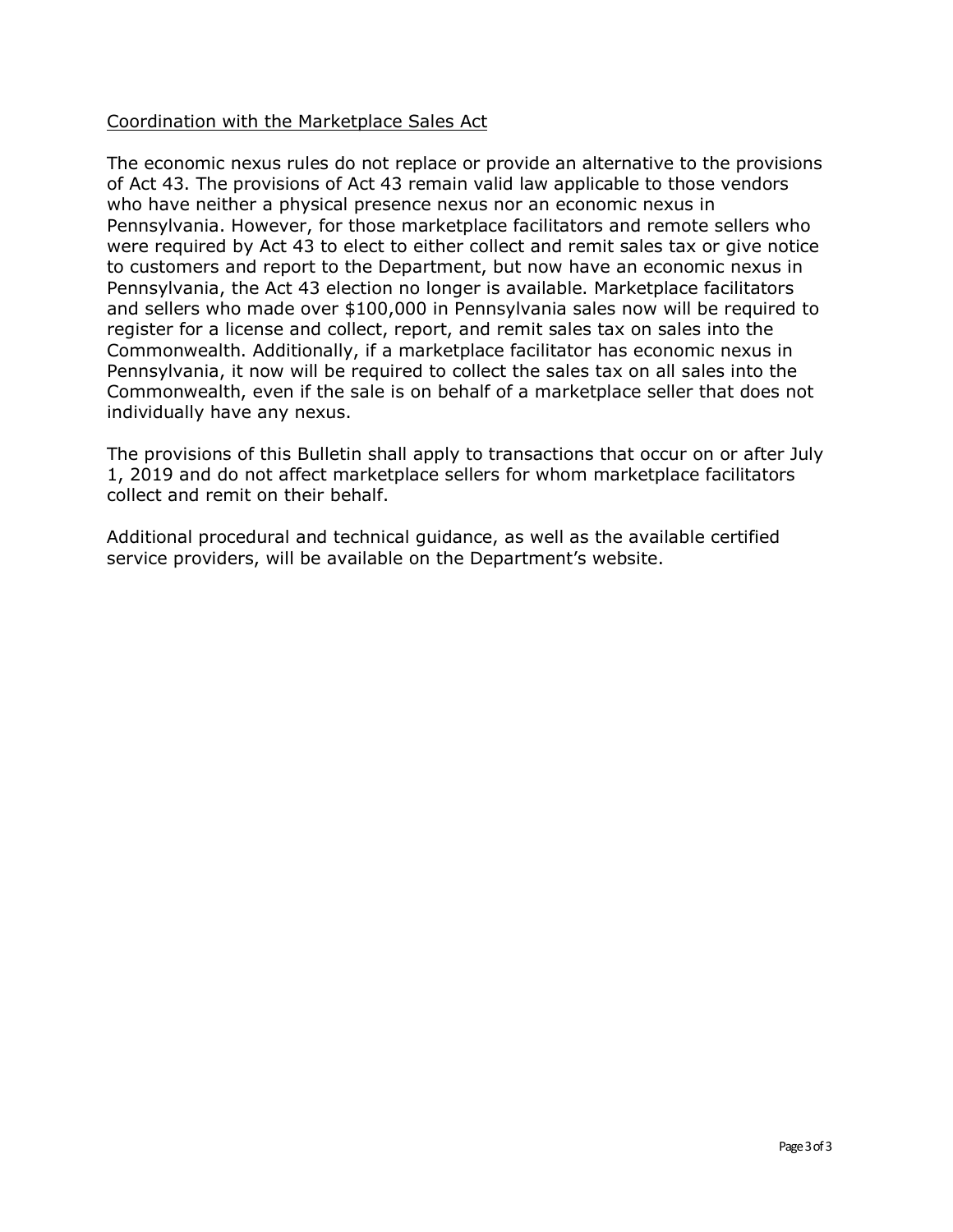Coordination with the Marketplace Sales Act

The economic nexus rules do not replace or provide an alternative to the provisions of Act 43. The provisions of Act 43 remain valid law applicable to those vendors who have neither a physical presence nexus nor an economic nexus in Pennsylvania. However, for those marketplace facilitators and remote sellers who were required by Act 43 to elect to either collect and remit sales tax or give notice to customers and report to the Department, but now have an economic nexus in Pennsylvania, the Act 43 election no longer is available. Marketplace facilitators and sellers who made over $100,000 in Pennsylvania sales now will be required to register for a license and collect, report, and remit sales tax on sales into the Commonwealth. Additionally, if a marketplace facilitator has economic nexus in Pennsylvania, it now will be required to collect the sales tax on all sales into the Commonwealth, even if the sale is on behalf of a marketplace seller that does not individually have any nexus.

The provisions of this Bulletin shall apply to transactions that occur on or after July 1, 2019 and do not affect marketplace sellers for whom marketplace facilitators collect and remit on their behalf.

Additional procedural and technical guidance, as well as the available certified service providers, will be available on the Department's website.